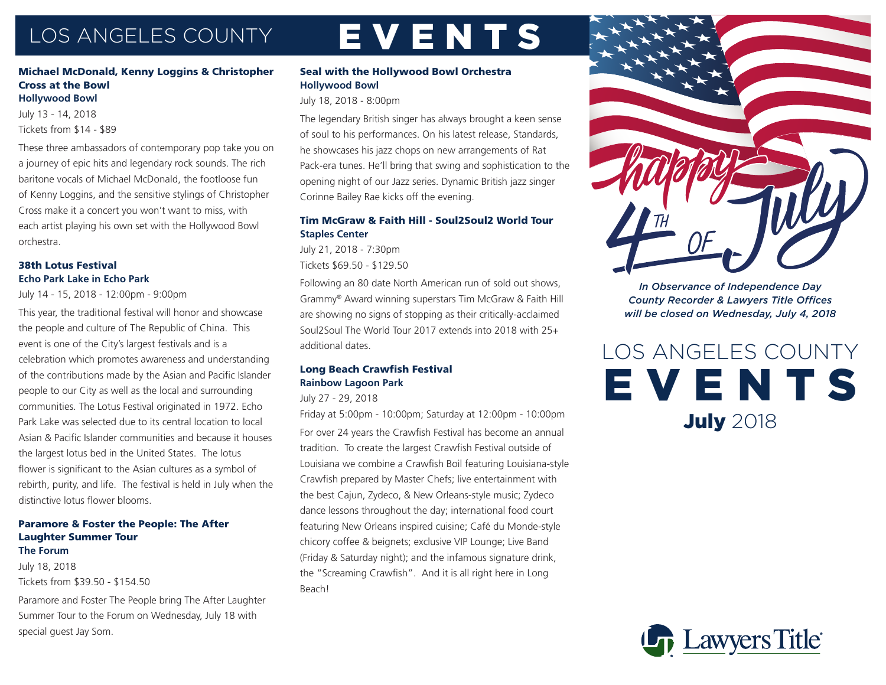# LOS ANGELES COUNTY EVENTS

### Michael McDonald, Kenny Loggins & Christopher Cross at the Bowl
**Hollywood Bowl**

July 13 - 14, 2018

Tickets from $14 - $89

These three ambassadors of contemporary pop take you on a journey of epic hits and legendary rock sounds. The rich baritone vocals of Michael McDonald, the footloose fun of Kenny Loggins, and the sensitive stylings of Christopher Cross make it a concert you won't want to miss, with each artist playing his own set with the Hollywood Bowl orchestra.

### 38th Lotus Festival
**Echo Park Lake in Echo Park**

July 14 - 15, 2018 - 12:00pm - 9:00pm

This year, the traditional festival will honor and showcase the people and culture of The Republic of China. This event is one of the City's largest festivals and is a celebration which promotes awareness and understanding of the contributions made by the Asian and Pacific Islander people to our City as well as the local and surrounding communities. The Lotus Festival originated in 1972. Echo Park Lake was selected due to its central location to local Asian & Pacific Islander communities and because it houses the largest lotus bed in the United States. The lotus flower is significant to the Asian cultures as a symbol of rebirth, purity, and life. The festival is held in July when the distinctive lotus flower blooms.

### Paramore & Foster the People: The After Laughter Summer Tour
**The Forum**

July 18, 2018

Tickets from $39.50 - $154.50

Paramore and Foster The People bring The After Laughter Summer Tour to the Forum on Wednesday, July 18 with special guest Jay Som.

### Seal with the Hollywood Bowl Orchestra
**Hollywood Bowl**

July 18, 2018 - 8:00pm

The legendary British singer has always brought a keen sense of soul to his performances. On his latest release, Standards, he showcases his jazz chops on new arrangements of Rat Pack-era tunes. He'll bring that swing and sophistication to the opening night of our Jazz series. Dynamic British jazz singer Corinne Bailey Rae kicks off the evening.

### Tim McGraw & Faith Hill - Soul2Soul2 World Tour
**Staples Center**

July 21, 2018 - 7:30pm

Tickets $69.50 - $129.50

Following an 80 date North American run of sold out shows, Grammy® Award winning superstars Tim McGraw & Faith Hill are showing no signs of stopping as their critically-acclaimed Soul2Soul The World Tour 2017 extends into 2018 with 25+ additional dates.

### Long Beach Crawfish Festival
**Rainbow Lagoon Park**

July 27 - 29, 2018

Friday at 5:00pm - 10:00pm; Saturday at 12:00pm - 10:00pm

For over 24 years the Crawfish Festival has become an annual tradition. To create the largest Crawfish Festival outside of Louisiana we combine a Crawfish Boil featuring Louisiana-style Crawfish prepared by Master Chefs; live entertainment with the best Cajun, Zydeco, & New Orleans-style music; Zydeco dance lessons throughout the day; international food court featuring New Orleans inspired cuisine; Café du Monde-style chicory coffee & beignets; exclusive VIP Lounge; Live Band (Friday & Saturday night); and the infamous signature drink, the "Screaming Crawfish". And it is all right here in Long Beach!

happy 4th of July

*In Observance of Independence Day County Recorder & Lawyers Title Offices will be closed on Wednesday, July 4, 2018*

# LOS ANGELES COUNTY EVENTS
## July 2018

Lawyers Title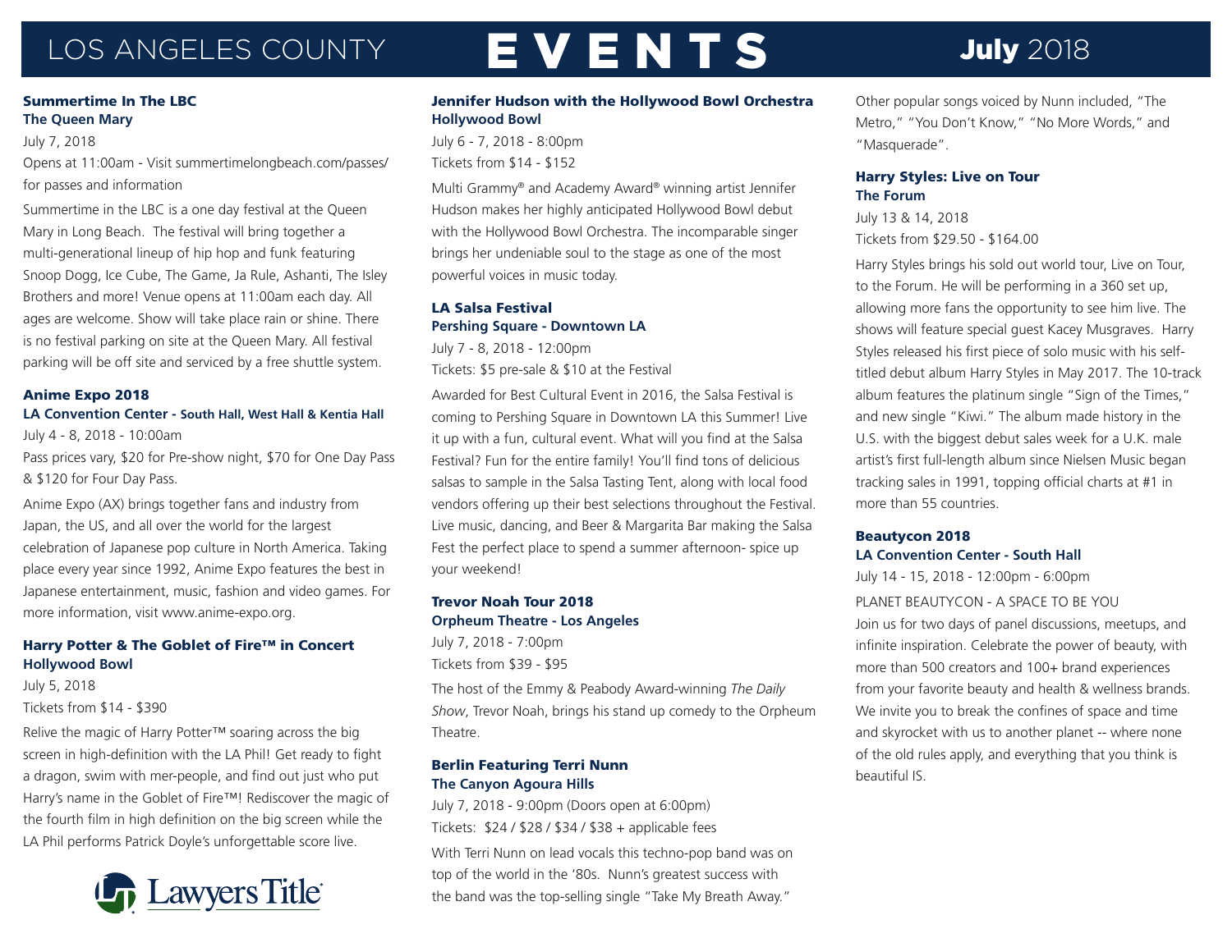# LOS ANGELES COUNTY EVENTS July 2018

### Summertime In The LBC
**The Queen Mary**

July 7, 2018

Opens at 11:00am - Visit summertimelongbeach.com/passes/ for passes and information

Summertime in the LBC is a one day festival at the Queen Mary in Long Beach. The festival will bring together a multi-generational lineup of hip hop and funk featuring Snoop Dogg, Ice Cube, The Game, Ja Rule, Ashanti, The Isley Brothers and more! Venue opens at 11:00am each day. All ages are welcome. Show will take place rain or shine. There is no festival parking on site at the Queen Mary. All festival parking will be off site and serviced by a free shuttle system.

### Anime Expo 2018
**LA Convention Center - South Hall, West Hall & Kentia Hall**

July 4 - 8, 2018 - 10:00am

Pass prices vary, $20 for Pre-show night, $70 for One Day Pass & $120 for Four Day Pass.

Anime Expo (AX) brings together fans and industry from Japan, the US, and all over the world for the largest celebration of Japanese pop culture in North America. Taking place every year since 1992, Anime Expo features the best in Japanese entertainment, music, fashion and video games. For more information, visit www.anime-expo.org.

### Harry Potter & The Goblet of Fire™ in Concert
**Hollywood Bowl**

July 5, 2018

Tickets from $14 - $390

Relive the magic of Harry Potter™ soaring across the big screen in high-definition with the LA Phil! Get ready to fight a dragon, swim with mer-people, and find out just who put Harry's name in the Goblet of Fire™! Rediscover the magic of the fourth film in high definition on the big screen while the LA Phil performs Patrick Doyle's unforgettable score live.

Lawyers Title

### Jennifer Hudson with the Hollywood Bowl Orchestra
**Hollywood Bowl**

July 6 - 7, 2018 - 8:00pm

Tickets from $14 - $152

Multi Grammy® and Academy Award® winning artist Jennifer Hudson makes her highly anticipated Hollywood Bowl debut with the Hollywood Bowl Orchestra. The incomparable singer brings her undeniable soul to the stage as one of the most powerful voices in music today.

### LA Salsa Festival
**Pershing Square - Downtown LA**

July 7 - 8, 2018 - 12:00pm

Tickets: $5 pre-sale & $10 at the Festival

Awarded for Best Cultural Event in 2016, the Salsa Festival is coming to Pershing Square in Downtown LA this Summer! Live it up with a fun, cultural event. What will you find at the Salsa Festival? Fun for the entire family! You'll find tons of delicious salsas to sample in the Salsa Tasting Tent, along with local food vendors offering up their best selections throughout the Festival. Live music, dancing, and Beer & Margarita Bar making the Salsa Fest the perfect place to spend a summer afternoon- spice up your weekend!

### Trevor Noah Tour 2018
**Orpheum Theatre - Los Angeles**

July 7, 2018 - 7:00pm

Tickets from $39 - $95

The host of the Emmy & Peabody Award-winning *The Daily Show*, Trevor Noah, brings his stand up comedy to the Orpheum Theatre.

### Berlin Featuring Terri Nunn
**The Canyon Agoura Hills**

July 7, 2018 - 9:00pm (Doors open at 6:00pm)

Tickets: $24 / $28 / $34 / $38 + applicable fees

With Terri Nunn on lead vocals this techno-pop band was on top of the world in the '80s. Nunn's greatest success with the band was the top-selling single "Take My Breath Away." Other popular songs voiced by Nunn included, "The Metro," "You Don't Know," "No More Words," and "Masquerade".

### Harry Styles: Live on Tour
**The Forum**

July 13 & 14, 2018

Tickets from $29.50 - $164.00

Harry Styles brings his sold out world tour, Live on Tour, to the Forum. He will be performing in a 360 set up, allowing more fans the opportunity to see him live. The shows will feature special guest Kacey Musgraves. Harry Styles released his first piece of solo music with his self-titled debut album Harry Styles in May 2017. The 10-track album features the platinum single "Sign of the Times," and new single "Kiwi." The album made history in the U.S. with the biggest debut sales week for a U.K. male artist's first full-length album since Nielsen Music began tracking sales in 1991, topping official charts at #1 in more than 55 countries.

### Beautycon 2018
**LA Convention Center - South Hall**

July 14 - 15, 2018 - 12:00pm - 6:00pm

PLANET BEAUTYCON - A SPACE TO BE YOU

Join us for two days of panel discussions, meetups, and infinite inspiration. Celebrate the power of beauty, with more than 500 creators and 100+ brand experiences from your favorite beauty and health & wellness brands. We invite you to break the confines of space and time and skyrocket with us to another planet -- where none of the old rules apply, and everything that you think is beautiful IS.